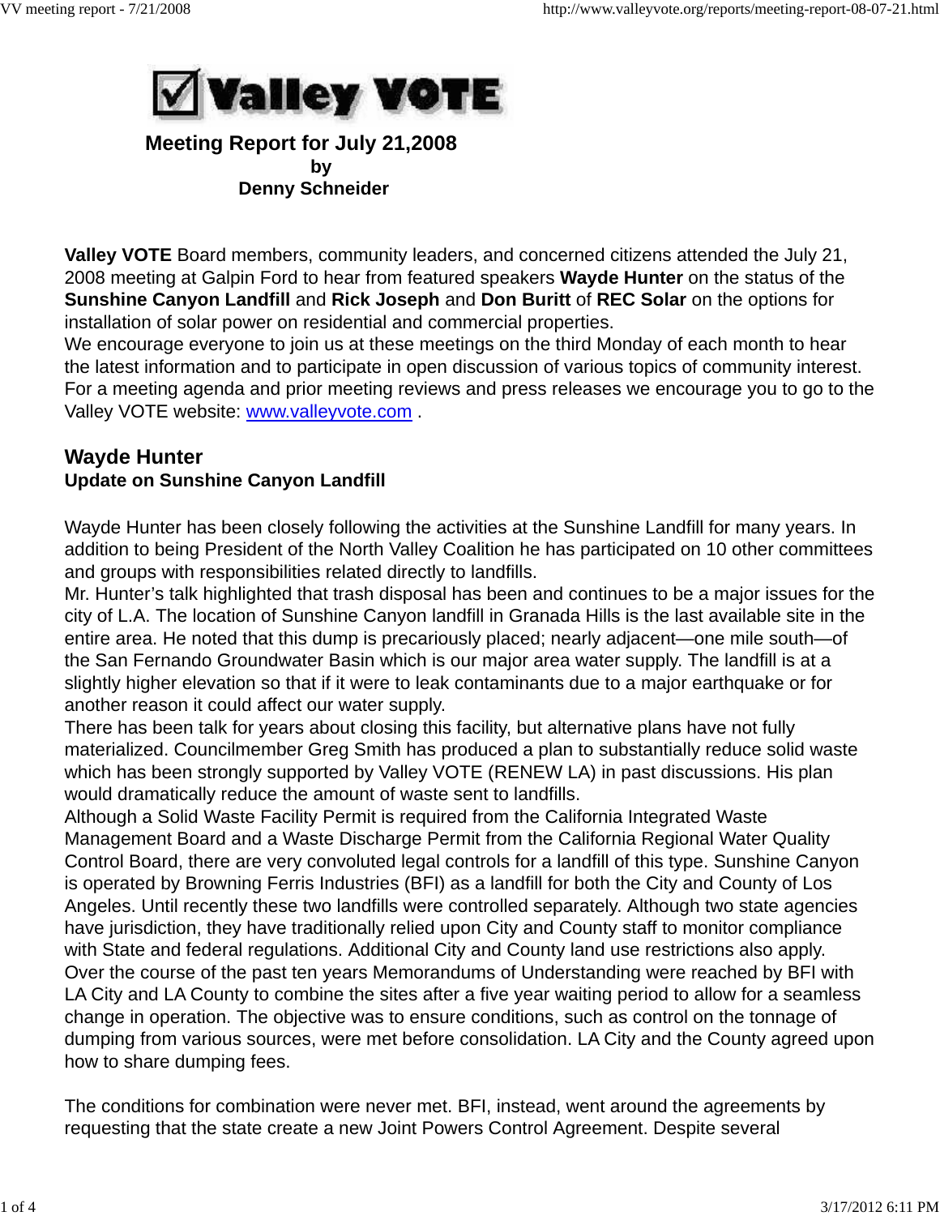# Valley VOTE

**Meeting Report for July 21,2008**
**by**
**Denny Schneider**

**Valley VOTE** Board members, community leaders, and concerned citizens attended the July 21, 2008 meeting at Galpin Ford to hear from featured speakers **Wayde Hunter** on the status of the **Sunshine Canyon Landfill** and **Rick Joseph** and **Don Buritt** of **REC Solar** on the options for installation of solar power on residential and commercial properties.
We encourage everyone to join us at these meetings on the third Monday of each month to hear the latest information and to participate in open discussion of various topics of community interest. For a meeting agenda and prior meeting reviews and press releases we encourage you to go to the Valley VOTE website: [www.valleyvote.com](http://www.valleyvote.com) .

## Wayde Hunter
**Update on Sunshine Canyon Landfill**

Wayde Hunter has been closely following the activities at the Sunshine Landfill for many years. In addition to being President of the North Valley Coalition he has participated on 10 other committees and groups with responsibilities related directly to landfills.
Mr. Hunter's talk highlighted that trash disposal has been and continues to be a major issues for the city of L.A. The location of Sunshine Canyon landfill in Granada Hills is the last available site in the entire area. He noted that this dump is precariously placed; nearly adjacent—one mile south—of the San Fernando Groundwater Basin which is our major area water supply. The landfill is at a slightly higher elevation so that if it were to leak contaminants due to a major earthquake or for another reason it could affect our water supply.
There has been talk for years about closing this facility, but alternative plans have not fully materialized. Councilmember Greg Smith has produced a plan to substantially reduce solid waste which has been strongly supported by Valley VOTE (RENEW LA) in past discussions. His plan would dramatically reduce the amount of waste sent to landfills.
Although a Solid Waste Facility Permit is required from the California Integrated Waste Management Board and a Waste Discharge Permit from the California Regional Water Quality Control Board, there are very convoluted legal controls for a landfill of this type. Sunshine Canyon is operated by Browning Ferris Industries (BFI) as a landfill for both the City and County of Los Angeles. Until recently these two landfills were controlled separately. Although two state agencies have jurisdiction, they have traditionally relied upon City and County staff to monitor compliance with State and federal regulations. Additional City and County land use restrictions also apply.
Over the course of the past ten years Memorandums of Understanding were reached by BFI with LA City and LA County to combine the sites after a five year waiting period to allow for a seamless change in operation. The objective was to ensure conditions, such as control on the tonnage of dumping from various sources, were met before consolidation. LA City and the County agreed upon how to share dumping fees.

The conditions for combination were never met. BFI, instead, went around the agreements by requesting that the state create a new Joint Powers Control Agreement. Despite several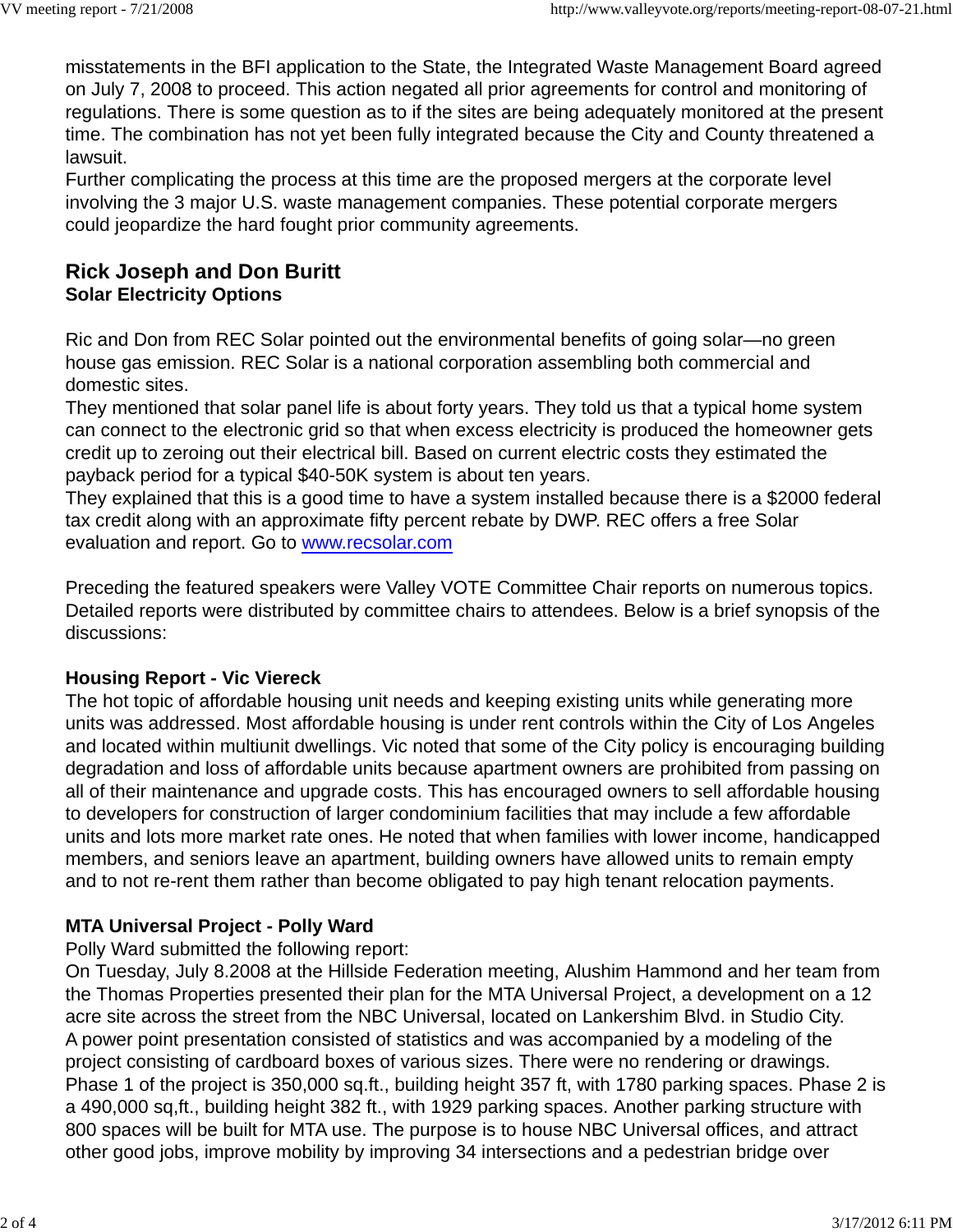misstatements in the BFI application to the State, the Integrated Waste Management Board agreed on July 7, 2008 to proceed. This action negated all prior agreements for control and monitoring of regulations. There is some question as to if the sites are being adequately monitored at the present time. The combination has not yet been fully integrated because the City and County threatened a lawsuit.

Further complicating the process at this time are the proposed mergers at the corporate level involving the 3 major U.S. waste management companies. These potential corporate mergers could jeopardize the hard fought prior community agreements.

## Rick Joseph and Don Buritt

**Solar Electricity Options**

Ric and Don from REC Solar pointed out the environmental benefits of going solar—no green house gas emission. REC Solar is a national corporation assembling both commercial and domestic sites.

They mentioned that solar panel life is about forty years. They told us that a typical home system can connect to the electronic grid so that when excess electricity is produced the homeowner gets credit up to zeroing out their electrical bill. Based on current electric costs they estimated the payback period for a typical $40-50K system is about ten years.

They explained that this is a good time to have a system installed because there is a $2000 federal tax credit along with an approximate fifty percent rebate by DWP. REC offers a free Solar evaluation and report. Go to www.recsolar.com

Preceding the featured speakers were Valley VOTE Committee Chair reports on numerous topics. Detailed reports were distributed by committee chairs to attendees. Below is a brief synopsis of the discussions:

**Housing Report - Vic Viereck**

The hot topic of affordable housing unit needs and keeping existing units while generating more units was addressed. Most affordable housing is under rent controls within the City of Los Angeles and located within multiunit dwellings. Vic noted that some of the City policy is encouraging building degradation and loss of affordable units because apartment owners are prohibited from passing on all of their maintenance and upgrade costs. This has encouraged owners to sell affordable housing to developers for construction of larger condominium facilities that may include a few affordable units and lots more market rate ones. He noted that when families with lower income, handicapped members, and seniors leave an apartment, building owners have allowed units to remain empty and to not re-rent them rather than become obligated to pay high tenant relocation payments.

**MTA Universal Project - Polly Ward**

Polly Ward submitted the following report:

On Tuesday, July 8.2008 at the Hillside Federation meeting, Alushim Hammond and her team from the Thomas Properties presented their plan for the MTA Universal Project, a development on a 12 acre site across the street from the NBC Universal, located on Lankershim Blvd. in Studio City.

A power point presentation consisted of statistics and was accompanied by a modeling of the project consisting of cardboard boxes of various sizes. There were no rendering or drawings.

Phase 1 of the project is 350,000 sq.ft., building height 357 ft, with 1780 parking spaces. Phase 2 is a 490,000 sq,ft., building height 382 ft., with 1929 parking spaces. Another parking structure with 800 spaces will be built for MTA use. The purpose is to house NBC Universal offices, and attract other good jobs, improve mobility by improving 34 intersections and a pedestrian bridge over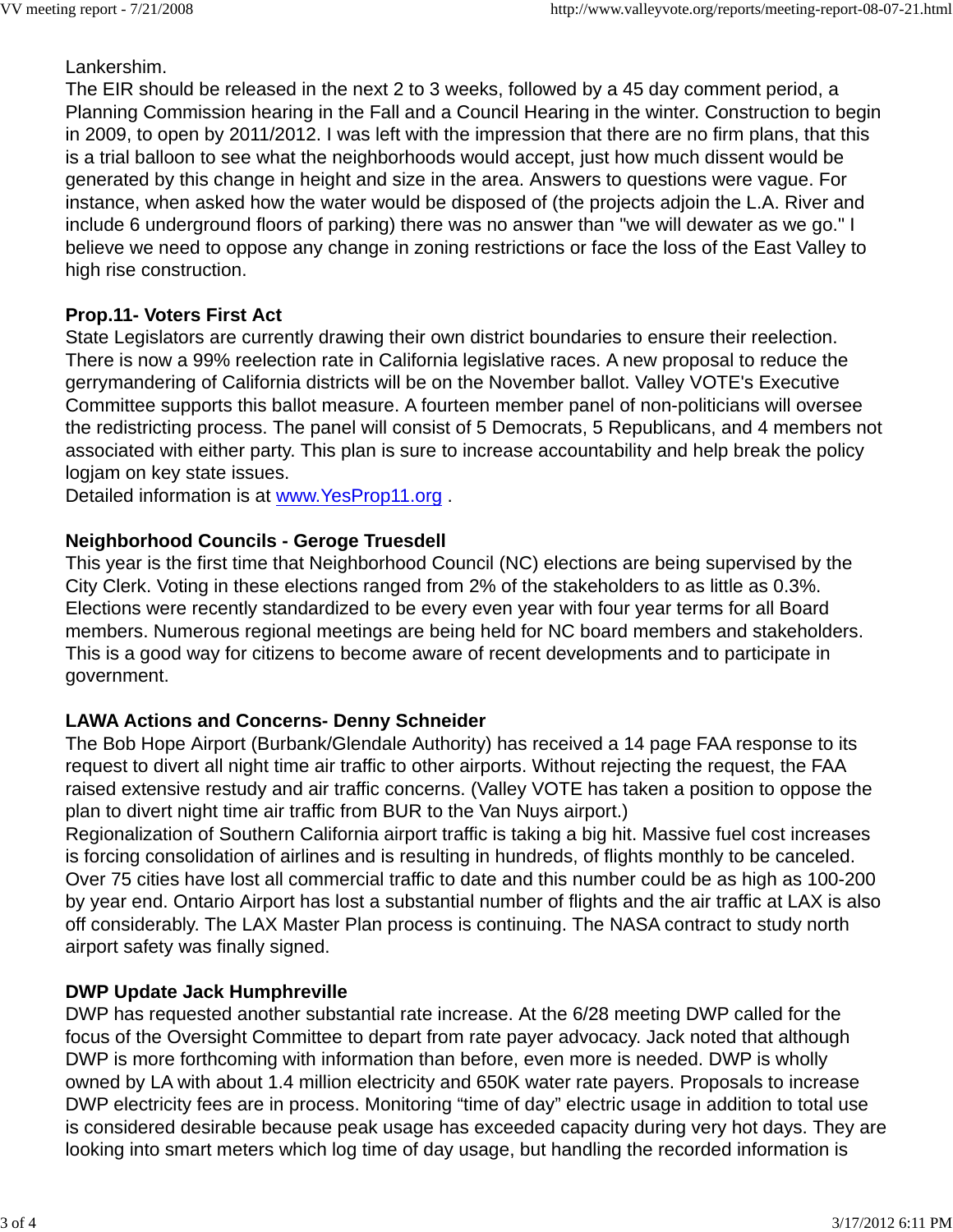Lankershim.

The EIR should be released in the next 2 to 3 weeks, followed by a 45 day comment period, a Planning Commission hearing in the Fall and a Council Hearing in the winter. Construction to begin in 2009, to open by 2011/2012. I was left with the impression that there are no firm plans, that this is a trial balloon to see what the neighborhoods would accept, just how much dissent would be generated by this change in height and size in the area. Answers to questions were vague. For instance, when asked how the water would be disposed of (the projects adjoin the L.A. River and include 6 underground floors of parking) there was no answer than "we will dewater as we go." I believe we need to oppose any change in zoning restrictions or face the loss of the East Valley to high rise construction.

**Prop.11- Voters First Act**

State Legislators are currently drawing their own district boundaries to ensure their reelection. There is now a 99% reelection rate in California legislative races. A new proposal to reduce the gerrymandering of California districts will be on the November ballot. Valley VOTE's Executive Committee supports this ballot measure. A fourteen member panel of non-politicians will oversee the redistricting process. The panel will consist of 5 Democrats, 5 Republicans, and 4 members not associated with either party. This plan is sure to increase accountability and help break the policy logjam on key state issues.

Detailed information is at [www.YesProp11.org](http://www.YesProp11.org) .

**Neighborhood Councils - Geroge Truesdell**

This year is the first time that Neighborhood Council (NC) elections are being supervised by the City Clerk. Voting in these elections ranged from 2% of the stakeholders to as little as 0.3%. Elections were recently standardized to be every even year with four year terms for all Board members. Numerous regional meetings are being held for NC board members and stakeholders. This is a good way for citizens to become aware of recent developments and to participate in government.

**LAWA Actions and Concerns- Denny Schneider**

The Bob Hope Airport (Burbank/Glendale Authority) has received a 14 page FAA response to its request to divert all night time air traffic to other airports. Without rejecting the request, the FAA raised extensive restudy and air traffic concerns. (Valley VOTE has taken a position to oppose the plan to divert night time air traffic from BUR to the Van Nuys airport.)

Regionalization of Southern California airport traffic is taking a big hit. Massive fuel cost increases is forcing consolidation of airlines and is resulting in hundreds, of flights monthly to be canceled. Over 75 cities have lost all commercial traffic to date and this number could be as high as 100-200 by year end. Ontario Airport has lost a substantial number of flights and the air traffic at LAX is also off considerably. The LAX Master Plan process is continuing. The NASA contract to study north airport safety was finally signed.

**DWP Update Jack Humphreville**

DWP has requested another substantial rate increase. At the 6/28 meeting DWP called for the focus of the Oversight Committee to depart from rate payer advocacy. Jack noted that although DWP is more forthcoming with information than before, even more is needed. DWP is wholly owned by LA with about 1.4 million electricity and 650K water rate payers. Proposals to increase DWP electricity fees are in process. Monitoring "time of day" electric usage in addition to total use is considered desirable because peak usage has exceeded capacity during very hot days. They are looking into smart meters which log time of day usage, but handling the recorded information is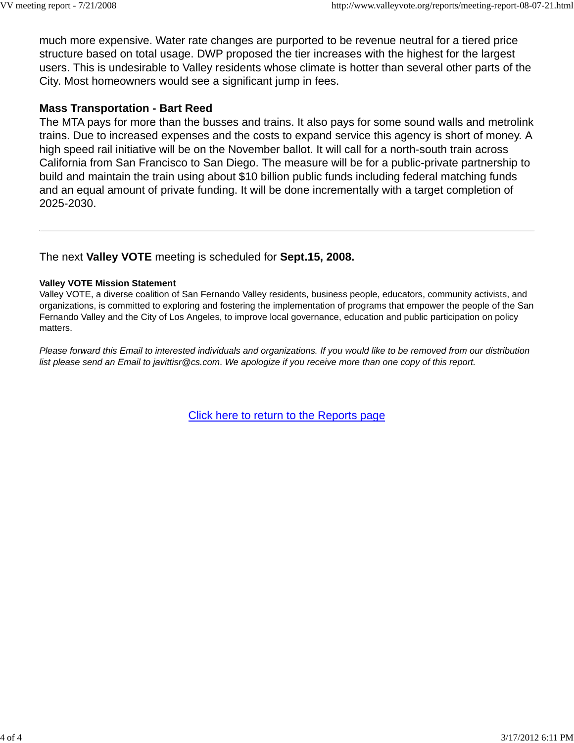much more expensive. Water rate changes are purported to be revenue neutral for a tiered price structure based on total usage. DWP proposed the tier increases with the highest for the largest users. This is undesirable to Valley residents whose climate is hotter than several other parts of the City. Most homeowners would see a significant jump in fees.

**Mass Transportation - Bart Reed**

The MTA pays for more than the busses and trains. It also pays for some sound walls and metrolink trains. Due to increased expenses and the costs to expand service this agency is short of money. A high speed rail initiative will be on the November ballot. It will call for a north-south train across California from San Francisco to San Diego. The measure will be for a public-private partnership to build and maintain the train using about $10 billion public funds including federal matching funds and an equal amount of private funding. It will be done incrementally with a target completion of 2025-2030.

---

The next **Valley VOTE** meeting is scheduled for **Sept.15, 2008.**

**Valley VOTE Mission Statement**

Valley VOTE, a diverse coalition of San Fernando Valley residents, business people, educators, community activists, and organizations, is committed to exploring and fostering the implementation of programs that empower the people of the San Fernando Valley and the City of Los Angeles, to improve local governance, education and public participation on policy matters.

*Please forward this Email to interested individuals and organizations. If you would like to be removed from our distribution list please send an Email to javittisr@cs.com. We apologize if you receive more than one copy of this report.*

Click here to return to the Reports page